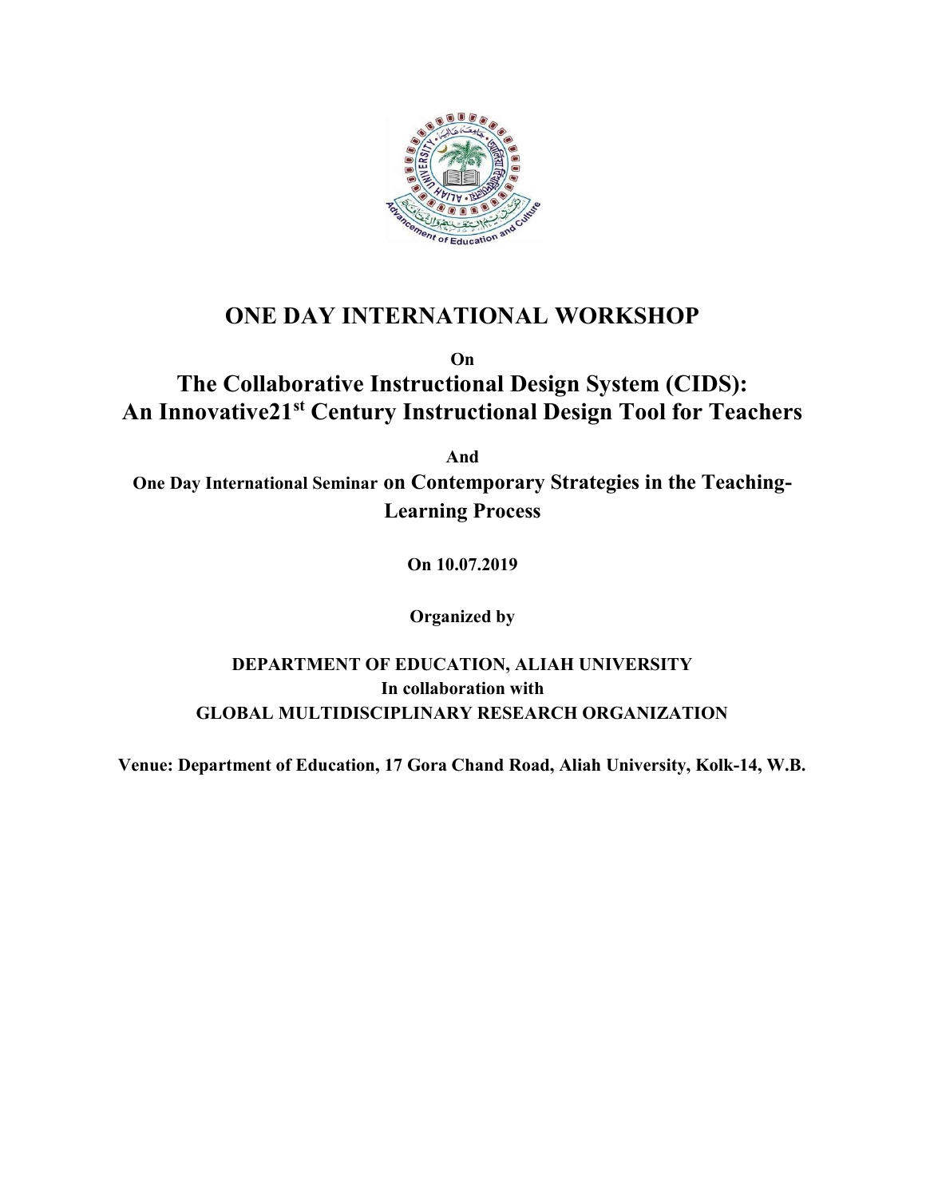# ONE DAY INTERNATIONAL WORKSHOP

**On**

## The Collaborative Instructional Design System (CIDS): An Innovative21st Century Instructional Design Tool for Teachers

**And**

**One Day International Seminar on Contemporary Strategies in the Teaching-Learning Process**

**On 10.07.2019**

**Organized by**

**DEPARTMENT OF EDUCATION, ALIAH UNIVERSITY**
**In collaboration with**
**GLOBAL MULTIDISCIPLINARY RESEARCH ORGANIZATION**

**Venue: Department of Education, 17 Gora Chand Road, Aliah University, Kolk-14, W.B.**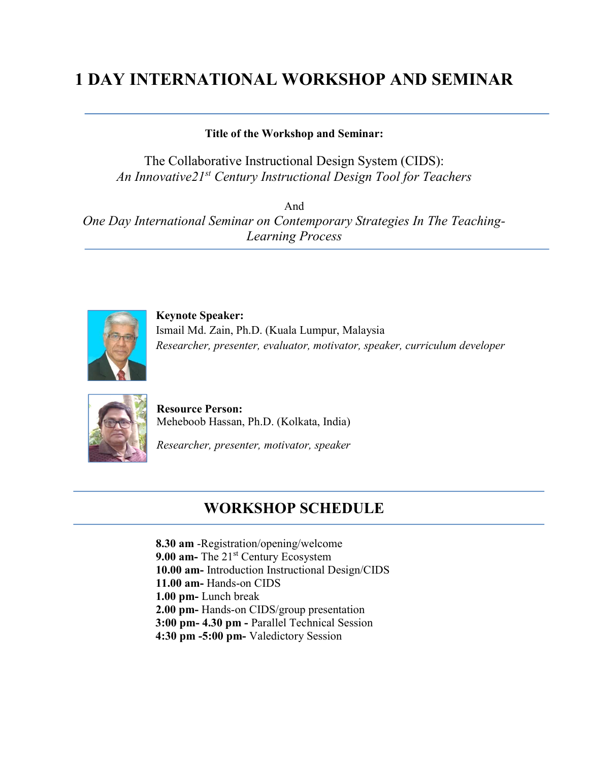# 1 DAY INTERNATIONAL WORKSHOP AND SEMINAR

**Title of the Workshop and Seminar:**

The Collaborative Instructional Design System (CIDS):
*An Innovative21st Century Instructional Design Tool for Teachers*

And

*One Day International Seminar on Contemporary Strategies In The Teaching-Learning Process*

**Keynote Speaker:**
Ismail Md. Zain, Ph.D. (Kuala Lumpur, Malaysia
*Researcher, presenter, evaluator, motivator, speaker, curriculum developer*

**Resource Person:**
Meheboob Hassan, Ph.D. (Kolkata, India)

*Researcher, presenter, motivator, speaker*

## WORKSHOP SCHEDULE

**8.30 am** -Registration/opening/welcome
**9.00 am-** The 21st Century Ecosystem
**10.00 am-** Introduction Instructional Design/CIDS
**11.00 am-** Hands-on CIDS
**1.00 pm-** Lunch break
**2.00 pm-** Hands-on CIDS/group presentation
**3:00 pm- 4.30 pm -** Parallel Technical Session
**4:30 pm -5:00 pm-** Valedictory Session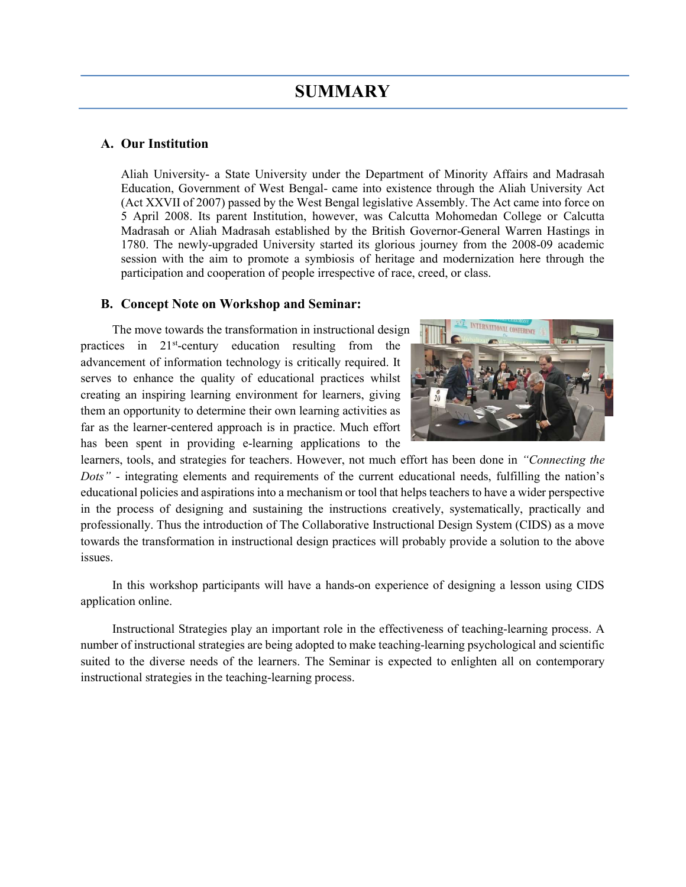# SUMMARY

## A. Our Institution

Aliah University- a State University under the Department of Minority Affairs and Madrasah Education, Government of West Bengal- came into existence through the Aliah University Act (Act XXVII of 2007) passed by the West Bengal legislative Assembly. The Act came into force on 5 April 2008. Its parent Institution, however, was Calcutta Mohomedan College or Calcutta Madrasah or Aliah Madrasah established by the British Governor-General Warren Hastings in 1780. The newly-upgraded University started its glorious journey from the 2008-09 academic session with the aim to promote a symbiosis of heritage and modernization here through the participation and cooperation of people irrespective of race, creed, or class.

## B. Concept Note on Workshop and Seminar:

The move towards the transformation in instructional design practices in 21st-century education resulting from the advancement of information technology is critically required. It serves to enhance the quality of educational practices whilst creating an inspiring learning environment for learners, giving them an opportunity to determine their own learning activities as far as the learner-centered approach is in practice. Much effort has been spent in providing e-learning applications to the learners, tools, and strategies for teachers. However, not much effort has been done in *"Connecting the Dots"* - integrating elements and requirements of the current educational needs, fulfilling the nation's educational policies and aspirations into a mechanism or tool that helps teachers to have a wider perspective in the process of designing and sustaining the instructions creatively, systematically, practically and professionally. Thus the introduction of The Collaborative Instructional Design System (CIDS) as a move towards the transformation in instructional design practices will probably provide a solution to the above issues.

In this workshop participants will have a hands-on experience of designing a lesson using CIDS application online.

Instructional Strategies play an important role in the effectiveness of teaching-learning process. A number of instructional strategies are being adopted to make teaching-learning psychological and scientific suited to the diverse needs of the learners. The Seminar is expected to enlighten all on contemporary instructional strategies in the teaching-learning process.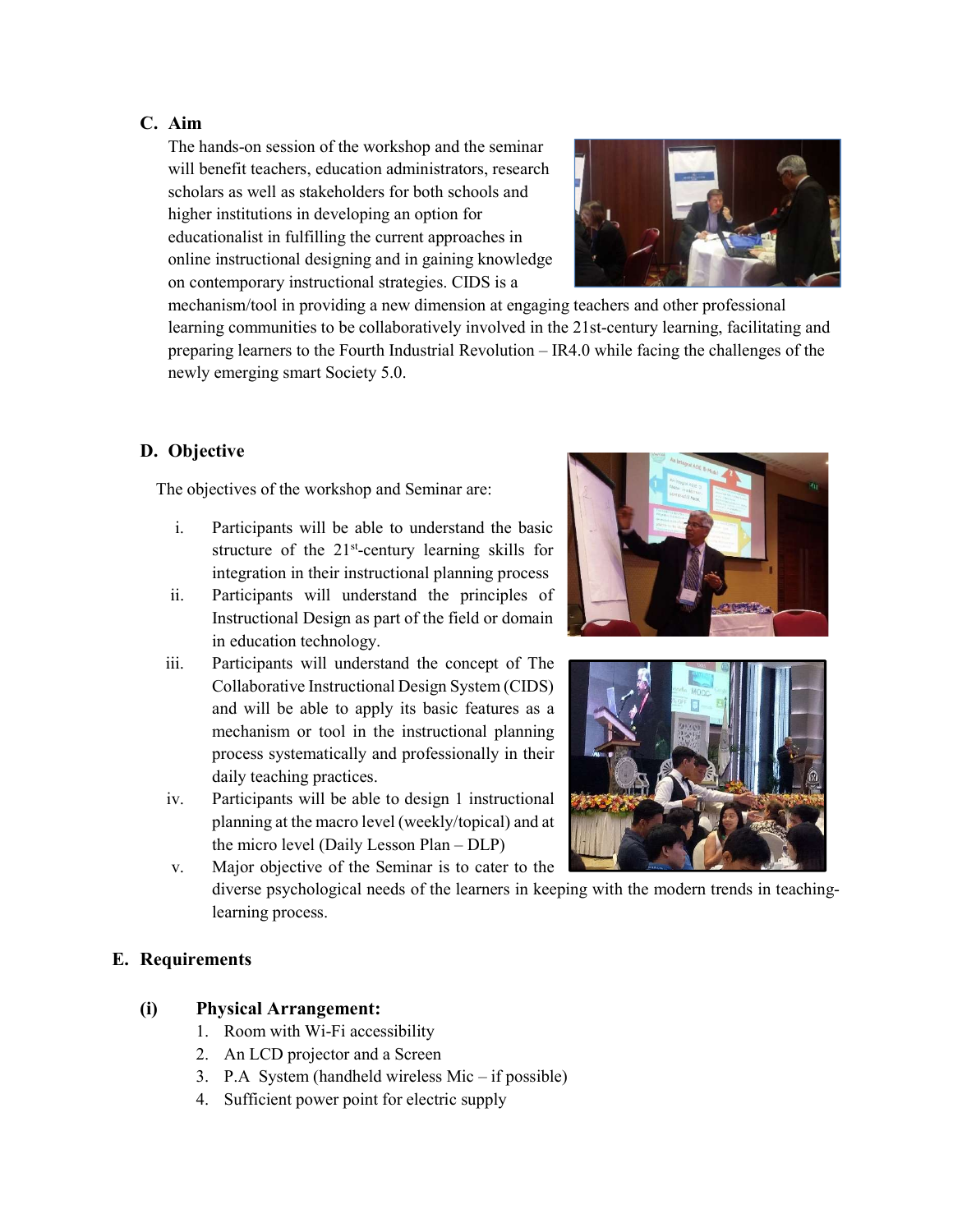## C. Aim

The hands-on session of the workshop and the seminar will benefit teachers, education administrators, research scholars as well as stakeholders for both schools and higher institutions in developing an option for educationalist in fulfilling the current approaches in online instructional designing and in gaining knowledge on contemporary instructional strategies. CIDS is a mechanism/tool in providing a new dimension at engaging teachers and other professional learning communities to be collaboratively involved in the 21st-century learning, facilitating and preparing learners to the Fourth Industrial Revolution – IR4.0 while facing the challenges of the newly emerging smart Society 5.0.

## D. Objective

The objectives of the workshop and Seminar are:

i. Participants will be able to understand the basic structure of the 21st-century learning skills for integration in their instructional planning process
ii. Participants will understand the principles of Instructional Design as part of the field or domain in education technology.
iii. Participants will understand the concept of The Collaborative Instructional Design System (CIDS) and will be able to apply its basic features as a mechanism or tool in the instructional planning process systematically and professionally in their daily teaching practices.
iv. Participants will be able to design 1 instructional planning at the macro level (weekly/topical) and at the micro level (Daily Lesson Plan – DLP)
v. Major objective of the Seminar is to cater to the diverse psychological needs of the learners in keeping with the modern trends in teaching-learning process.

## E. Requirements

### (i) Physical Arrangement:

1. Room with Wi-Fi accessibility
2. An LCD projector and a Screen
3. P.A System (handheld wireless Mic – if possible)
4. Sufficient power point for electric supply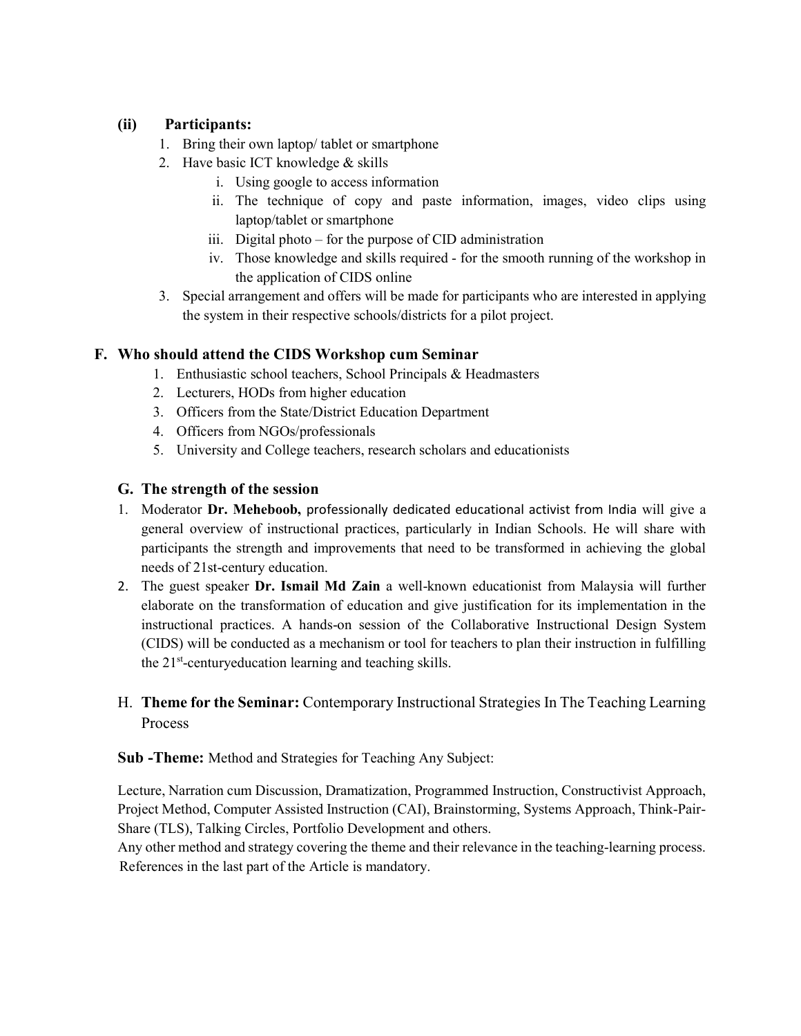### (ii) Participants:

1. Bring their own laptop/ tablet or smartphone
2. Have basic ICT knowledge & skills
   i. Using google to access information
   ii. The technique of copy and paste information, images, video clips using laptop/tablet or smartphone
   iii. Digital photo – for the purpose of CID administration
   iv. Those knowledge and skills required - for the smooth running of the workshop in the application of CIDS online
3. Special arrangement and offers will be made for participants who are interested in applying the system in their respective schools/districts for a pilot project.

## F. Who should attend the CIDS Workshop cum Seminar

1. Enthusiastic school teachers, School Principals & Headmasters
2. Lecturers, HODs from higher education
3. Officers from the State/District Education Department
4. Officers from NGOs/professionals
5. University and College teachers, research scholars and educationists

## G. The strength of the session

1. Moderator **Dr. Meheboob,** professionally dedicated educational activist from India will give a general overview of instructional practices, particularly in Indian Schools. He will share with participants the strength and improvements that need to be transformed in achieving the global needs of 21st-century education.
2. The guest speaker **Dr. Ismail Md Zain** a well-known educationist from Malaysia will further elaborate on the transformation of education and give justification for its implementation in the instructional practices. A hands-on session of the Collaborative Instructional Design System (CIDS) will be conducted as a mechanism or tool for teachers to plan their instruction in fulfilling the 21st-centuryeducation learning and teaching skills.

## H. **Theme for the Seminar:** Contemporary Instructional Strategies In The Teaching Learning Process

**Sub -Theme:** Method and Strategies for Teaching Any Subject:

Lecture, Narration cum Discussion, Dramatization, Programmed Instruction, Constructivist Approach, Project Method, Computer Assisted Instruction (CAI), Brainstorming, Systems Approach, Think-Pair-Share (TLS), Talking Circles, Portfolio Development and others.

Any other method and strategy covering the theme and their relevance in the teaching-learning process.

References in the last part of the Article is mandatory.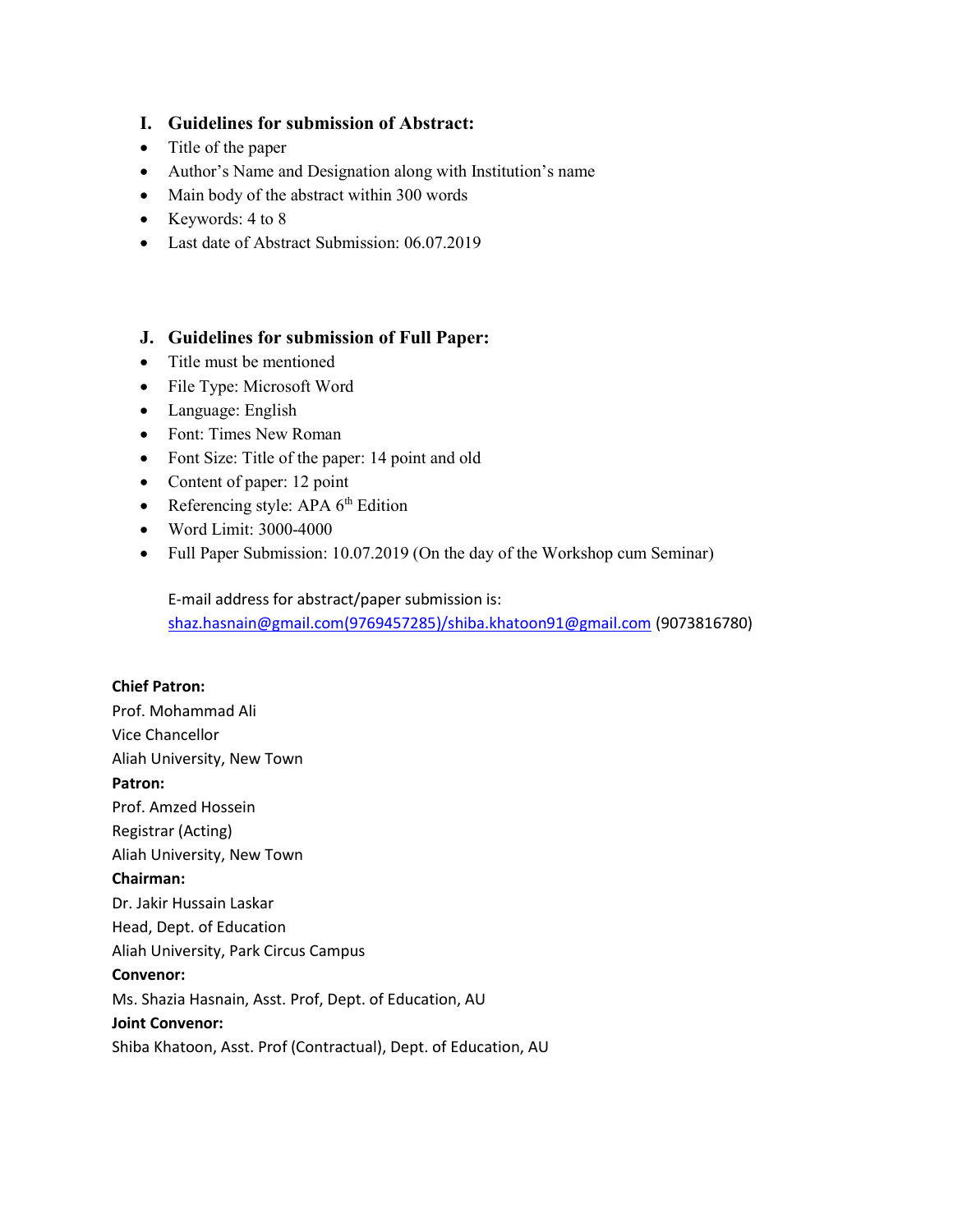## I. Guidelines for submission of Abstract:

- Title of the paper
- Author's Name and Designation along with Institution's name
- Main body of the abstract within 300 words
- Keywords: 4 to 8
- Last date of Abstract Submission: 06.07.2019

## J. Guidelines for submission of Full Paper:

- Title must be mentioned
- File Type: Microsoft Word
- Language: English
- Font: Times New Roman
- Font Size: Title of the paper: 14 point and old
- Content of paper: 12 point
- Referencing style: APA 6th Edition
- Word Limit: 3000-4000
- Full Paper Submission: 10.07.2019 (On the day of the Workshop cum Seminar)

E-mail address for abstract/paper submission is:
shaz.hasnain@gmail.com(9769457285)/shiba.khatoon91@gmail.com (9073816780)

**Chief Patron:**
Prof. Mohammad Ali
Vice Chancellor
Aliah University, New Town

**Patron:**
Prof. Amzed Hossein
Registrar (Acting)
Aliah University, New Town

**Chairman:**
Dr. Jakir Hussain Laskar
Head, Dept. of Education
Aliah University, Park Circus Campus

**Convenor:**
Ms. Shazia Hasnain, Asst. Prof, Dept. of Education, AU

**Joint Convenor:**
Shiba Khatoon, Asst. Prof (Contractual), Dept. of Education, AU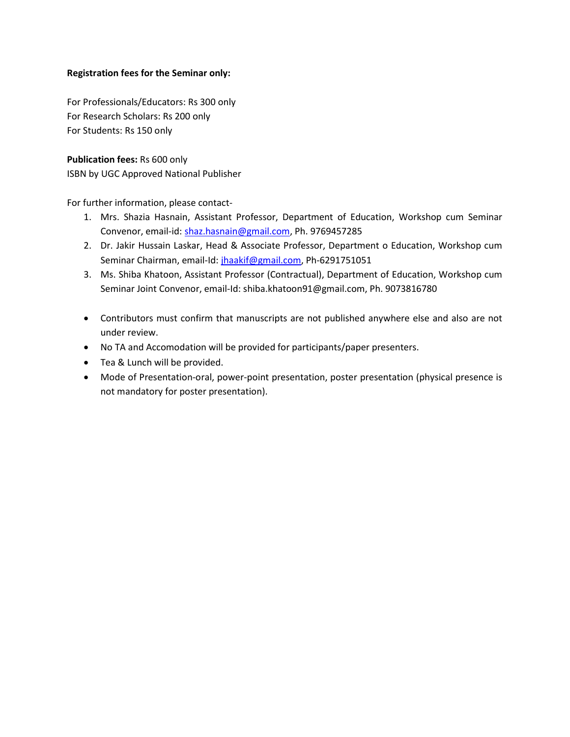**Registration fees for the Seminar only:**

For Professionals/Educators: Rs 300 only
For Research Scholars: Rs 200 only
For Students: Rs 150 only

**Publication fees:** Rs 600 only
ISBN by UGC Approved National Publisher

For further information, please contact-

1. Mrs. Shazia Hasnain, Assistant Professor, Department of Education, Workshop cum Seminar Convenor, email-id: shaz.hasnain@gmail.com, Ph. 9769457285
2. Dr. Jakir Hussain Laskar, Head & Associate Professor, Department o Education, Workshop cum Seminar Chairman, email-Id: jhaakif@gmail.com, Ph-6291751051
3. Ms. Shiba Khatoon, Assistant Professor (Contractual), Department of Education, Workshop cum Seminar Joint Convenor, email-Id: shiba.khatoon91@gmail.com, Ph. 9073816780

- Contributors must confirm that manuscripts are not published anywhere else and also are not under review.
- No TA and Accomodation will be provided for participants/paper presenters.
- Tea & Lunch will be provided.
- Mode of Presentation-oral, power-point presentation, poster presentation (physical presence is not mandatory for poster presentation).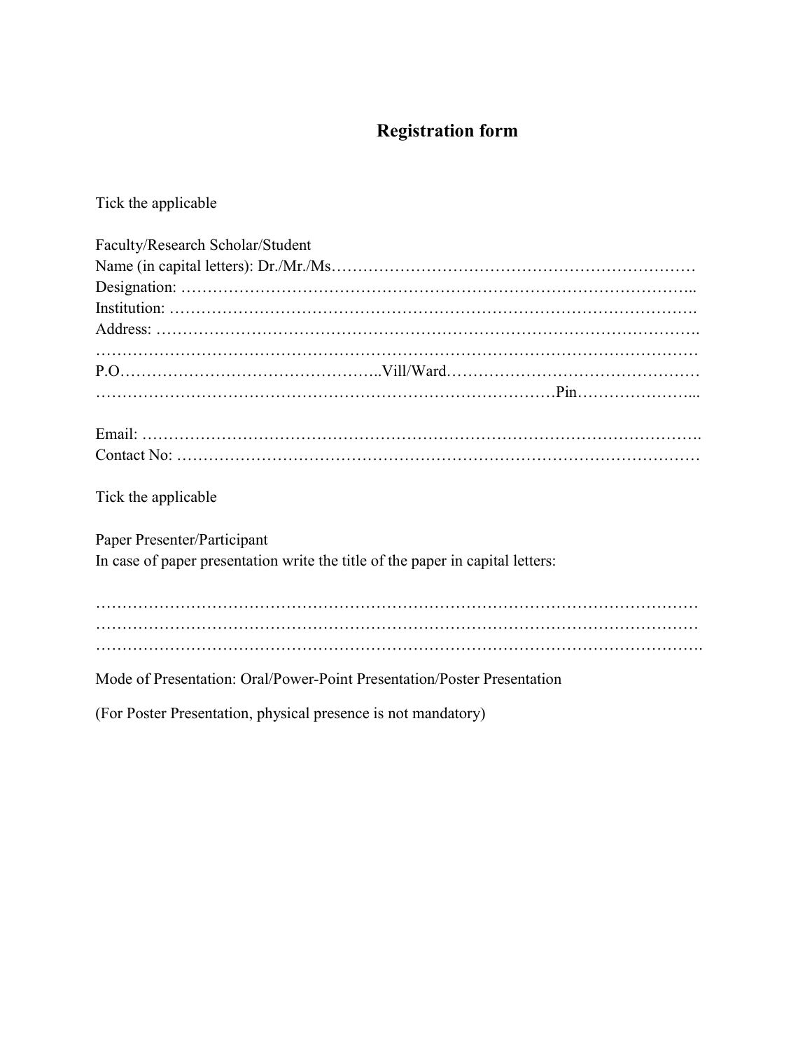# Registration form

Tick the applicable

Faculty/Research Scholar/Student

Name (in capital letters): Dr./Mr./Ms…………………………………………………………

Designation: ……………………………………………………………………………………..

Institution: ……………………………………………………………………………………….

Address: ………………………………………………………………………………………….

…………………………………………………………………………………………………….

P.O…………………………………………..Vill/Ward…………………………………………

……………………………………………………………………………Pin…………………...

Email: …………………………………………………………………………………………….

Contact No: ………………………………………………………………………………………

Tick the applicable

Paper Presenter/Participant

In case of paper presentation write the title of the paper in capital letters:

…………………………………………………………………………………………………….

…………………………………………………………………………………………………….

…………………………………………………………………………………………………….

Mode of Presentation: Oral/Power-Point Presentation/Poster Presentation

(For Poster Presentation, physical presence is not mandatory)